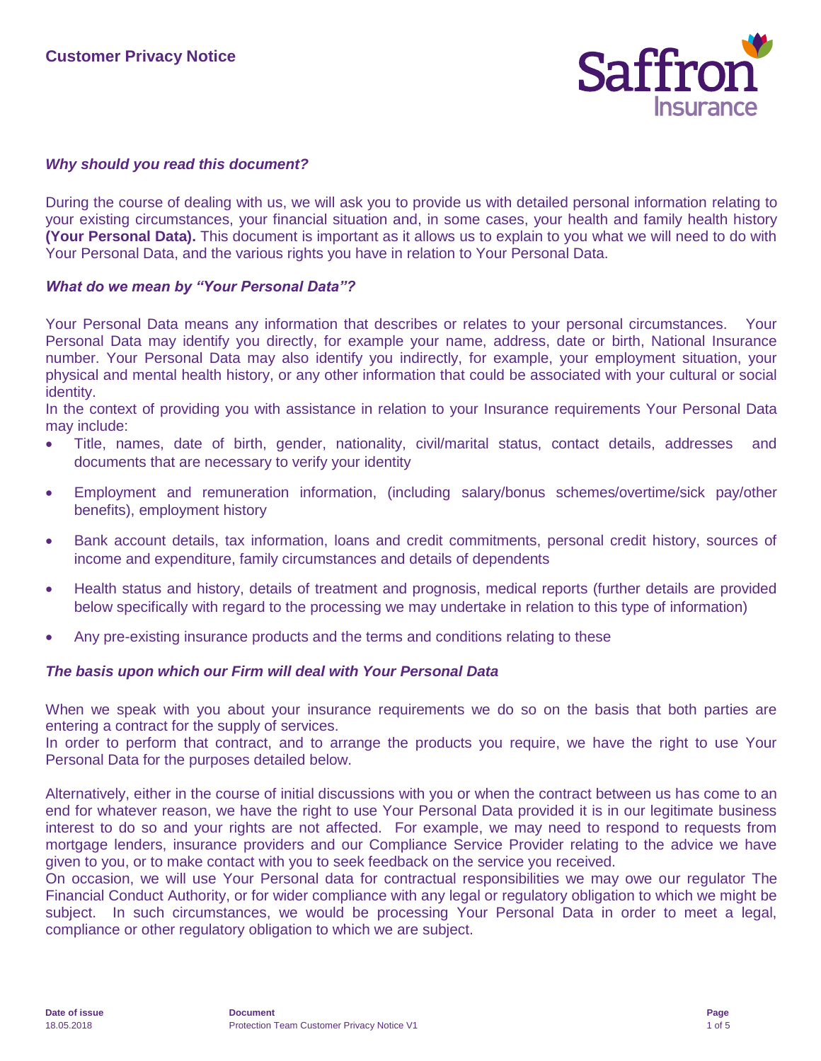# Customer Privacy Notice

Saffron Insurance

### *Why should you read this document?*

During the course of dealing with us, we will ask you to provide us with detailed personal information relating to your existing circumstances, your financial situation and, in some cases, your health and family health history **(Your Personal Data).** This document is important as it allows us to explain to you what we will need to do with Your Personal Data, and the various rights you have in relation to Your Personal Data.

### *What do we mean by "Your Personal Data"?*

Your Personal Data means any information that describes or relates to your personal circumstances. Your Personal Data may identify you directly, for example your name, address, date or birth, National Insurance number. Your Personal Data may also identify you indirectly, for example, your employment situation, your physical and mental health history, or any other information that could be associated with your cultural or social identity.

In the context of providing you with assistance in relation to your Insurance requirements Your Personal Data may include:

- Title, names, date of birth, gender, nationality, civil/marital status, contact details, addresses and documents that are necessary to verify your identity
- Employment and remuneration information, (including salary/bonus schemes/overtime/sick pay/other benefits), employment history
- Bank account details, tax information, loans and credit commitments, personal credit history, sources of income and expenditure, family circumstances and details of dependents
- Health status and history, details of treatment and prognosis, medical reports (further details are provided below specifically with regard to the processing we may undertake in relation to this type of information)
- Any pre-existing insurance products and the terms and conditions relating to these

### *The basis upon which our Firm will deal with Your Personal Data*

When we speak with you about your insurance requirements we do so on the basis that both parties are entering a contract for the supply of services.

In order to perform that contract, and to arrange the products you require, we have the right to use Your Personal Data for the purposes detailed below.

Alternatively, either in the course of initial discussions with you or when the contract between us has come to an end for whatever reason, we have the right to use Your Personal Data provided it is in our legitimate business interest to do so and your rights are not affected. For example, we may need to respond to requests from mortgage lenders, insurance providers and our Compliance Service Provider relating to the advice we have given to you, or to make contact with you to seek feedback on the service you received.

On occasion, we will use Your Personal data for contractual responsibilities we may owe our regulator The Financial Conduct Authority, or for wider compliance with any legal or regulatory obligation to which we might be subject. In such circumstances, we would be processing Your Personal Data in order to meet a legal, compliance or other regulatory obligation to which we are subject.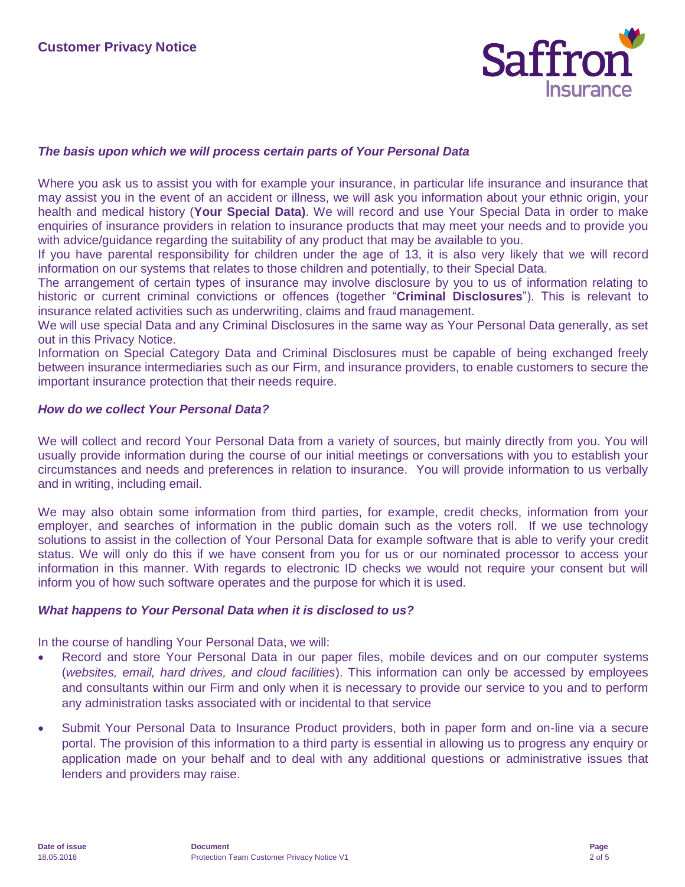### *The basis upon which we will process certain parts of Your Personal Data*

Where you ask us to assist you with for example your insurance, in particular life insurance and insurance that may assist you in the event of an accident or illness, we will ask you information about your ethnic origin, your health and medical history (**Your Special Data)**. We will record and use Your Special Data in order to make enquiries of insurance providers in relation to insurance products that may meet your needs and to provide you with advice/guidance regarding the suitability of any product that may be available to you.

If you have parental responsibility for children under the age of 13, it is also very likely that we will record information on our systems that relates to those children and potentially, to their Special Data.

The arrangement of certain types of insurance may involve disclosure by you to us of information relating to historic or current criminal convictions or offences (together "**Criminal Disclosures**"). This is relevant to insurance related activities such as underwriting, claims and fraud management.

We will use special Data and any Criminal Disclosures in the same way as Your Personal Data generally, as set out in this Privacy Notice.

Information on Special Category Data and Criminal Disclosures must be capable of being exchanged freely between insurance intermediaries such as our Firm, and insurance providers, to enable customers to secure the important insurance protection that their needs require.

### *How do we collect Your Personal Data?*

We will collect and record Your Personal Data from a variety of sources, but mainly directly from you. You will usually provide information during the course of our initial meetings or conversations with you to establish your circumstances and needs and preferences in relation to insurance. You will provide information to us verbally and in writing, including email.

We may also obtain some information from third parties, for example, credit checks, information from your employer, and searches of information in the public domain such as the voters roll. If we use technology solutions to assist in the collection of Your Personal Data for example software that is able to verify your credit status. We will only do this if we have consent from you for us or our nominated processor to access your information in this manner. With regards to electronic ID checks we would not require your consent but will inform you of how such software operates and the purpose for which it is used.

### *What happens to Your Personal Data when it is disclosed to us?*

In the course of handling Your Personal Data, we will:

- Record and store Your Personal Data in our paper files, mobile devices and on our computer systems (*websites, email, hard drives, and cloud facilities*). This information can only be accessed by employees and consultants within our Firm and only when it is necessary to provide our service to you and to perform any administration tasks associated with or incidental to that service
- Submit Your Personal Data to Insurance Product providers, both in paper form and on-line via a secure portal. The provision of this information to a third party is essential in allowing us to progress any enquiry or application made on your behalf and to deal with any additional questions or administrative issues that lenders and providers may raise.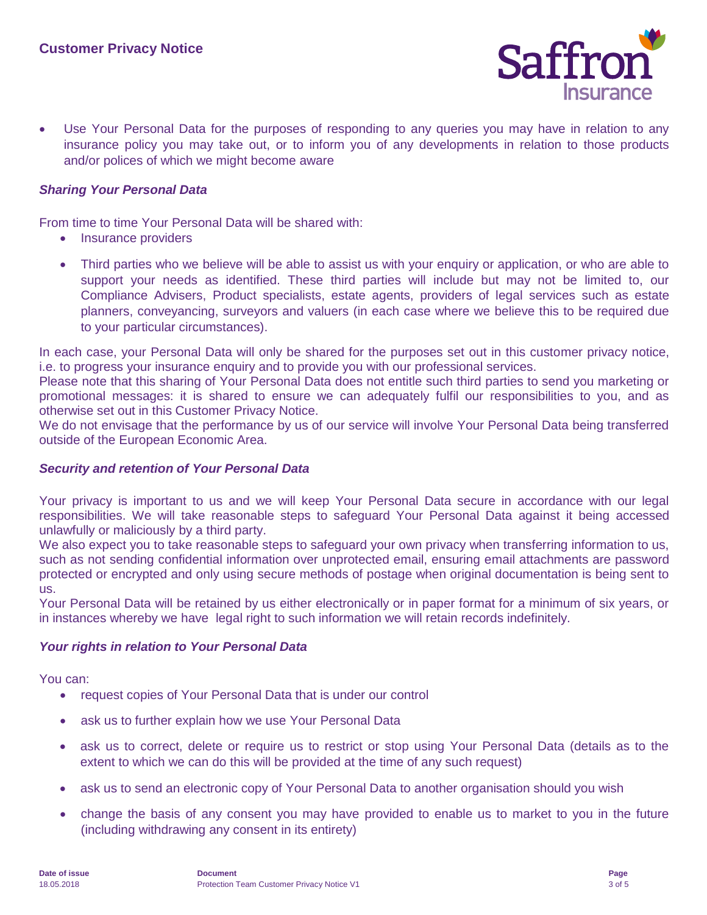- Use Your Personal Data for the purposes of responding to any queries you may have in relation to any insurance policy you may take out, or to inform you of any developments in relation to those products and/or polices of which we might become aware

### *Sharing Your Personal Data*

From time to time Your Personal Data will be shared with:

- Insurance providers
- Third parties who we believe will be able to assist us with your enquiry or application, or who are able to support your needs as identified. These third parties will include but may not be limited to, our Compliance Advisers, Product specialists, estate agents, providers of legal services such as estate planners, conveyancing, surveyors and valuers (in each case where we believe this to be required due to your particular circumstances).

In each case, your Personal Data will only be shared for the purposes set out in this customer privacy notice, i.e. to progress your insurance enquiry and to provide you with our professional services.

Please note that this sharing of Your Personal Data does not entitle such third parties to send you marketing or promotional messages: it is shared to ensure we can adequately fulfil our responsibilities to you, and as otherwise set out in this Customer Privacy Notice.

We do not envisage that the performance by us of our service will involve Your Personal Data being transferred outside of the European Economic Area.

### *Security and retention of Your Personal Data*

Your privacy is important to us and we will keep Your Personal Data secure in accordance with our legal responsibilities. We will take reasonable steps to safeguard Your Personal Data against it being accessed unlawfully or maliciously by a third party.

We also expect you to take reasonable steps to safeguard your own privacy when transferring information to us, such as not sending confidential information over unprotected email, ensuring email attachments are password protected or encrypted and only using secure methods of postage when original documentation is being sent to us.

Your Personal Data will be retained by us either electronically or in paper format for a minimum of six years, or in instances whereby we have legal right to such information we will retain records indefinitely.

### *Your rights in relation to Your Personal Data*

You can:

- request copies of Your Personal Data that is under our control
- ask us to further explain how we use Your Personal Data
- ask us to correct, delete or require us to restrict or stop using Your Personal Data (details as to the extent to which we can do this will be provided at the time of any such request)
- ask us to send an electronic copy of Your Personal Data to another organisation should you wish
- change the basis of any consent you may have provided to enable us to market to you in the future (including withdrawing any consent in its entirety)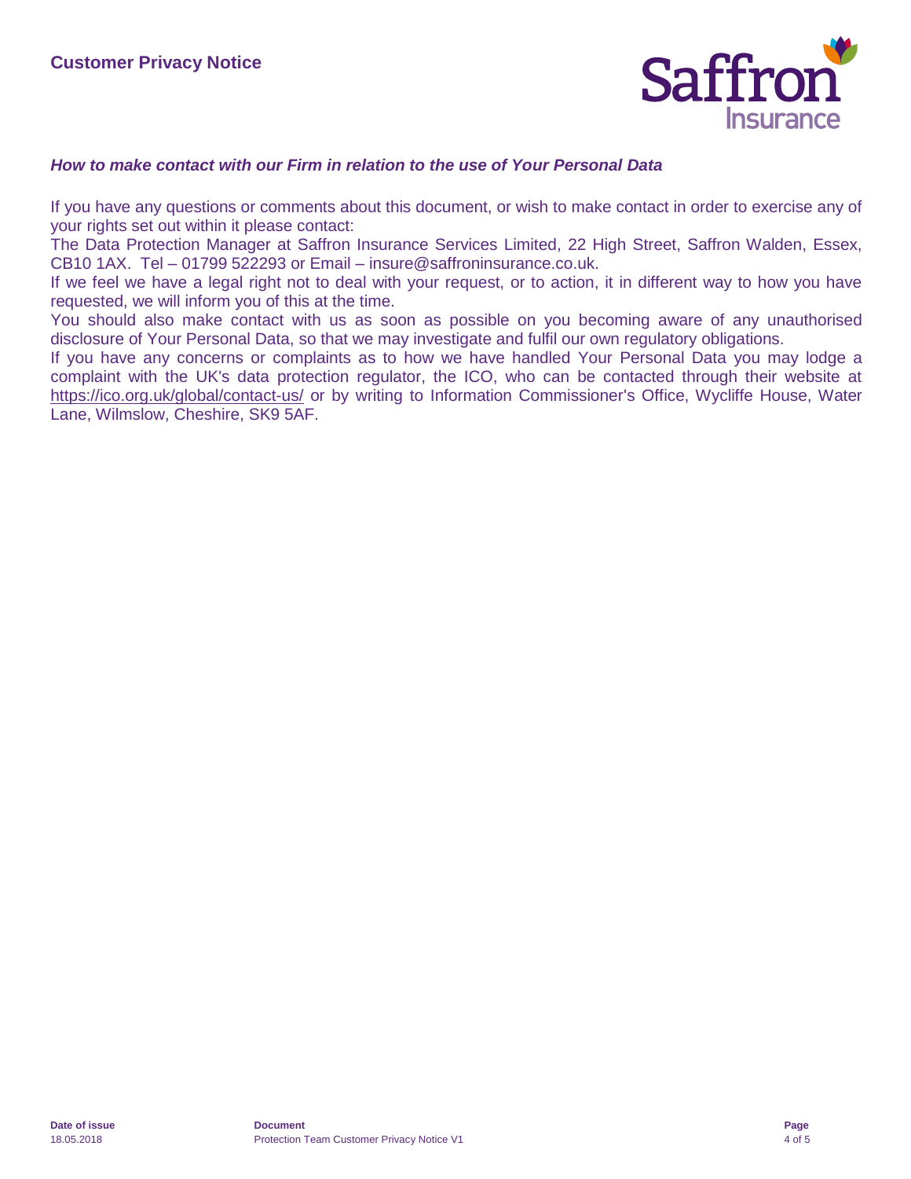### *How to make contact with our Firm in relation to the use of Your Personal Data*

If you have any questions or comments about this document, or wish to make contact in order to exercise any of your rights set out within it please contact:

The Data Protection Manager at Saffron Insurance Services Limited, 22 High Street, Saffron Walden, Essex, CB10 1AX. Tel – 01799 522293 or Email – insure@saffroninsurance.co.uk.

If we feel we have a legal right not to deal with your request, or to action, it in different way to how you have requested, we will inform you of this at the time.

You should also make contact with us as soon as possible on you becoming aware of any unauthorised disclosure of Your Personal Data, so that we may investigate and fulfil our own regulatory obligations.

If you have any concerns or complaints as to how we have handled Your Personal Data you may lodge a complaint with the UK's data protection regulator, the ICO, who can be contacted through their website at https://ico.org.uk/global/contact-us/ or by writing to Information Commissioner's Office, Wycliffe House, Water Lane, Wilmslow, Cheshire, SK9 5AF.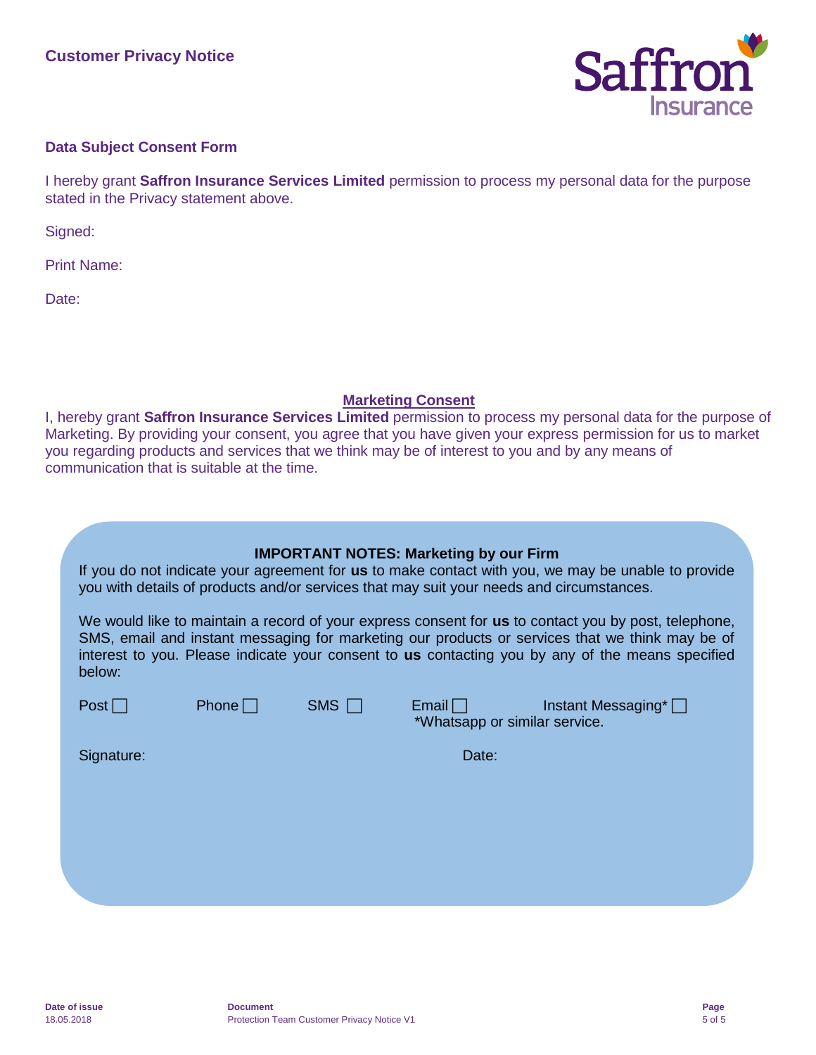## Data Subject Consent Form

I hereby grant **Saffron Insurance Services Limited** permission to process my personal data for the purpose stated in the Privacy statement above.

Signed:

Print Name:

Date:

**Marketing Consent**

I, hereby grant **Saffron Insurance Services Limited** permission to process my personal data for the purpose of Marketing. By providing your consent, you agree that you have given your express permission for us to market you regarding products and services that we think may be of interest to you and by any means of communication that is suitable at the time.

**IMPORTANT NOTES: Marketing by our Firm**

If you do not indicate your agreement for **us** to make contact with you, we may be unable to provide you with details of products and/or services that may suit your needs and circumstances.

We would like to maintain a record of your express consent for **us** to contact you by post, telephone, SMS, email and instant messaging for marketing our products or services that we think may be of interest to you. Please indicate your consent to **us** contacting you by any of the means specified below:

Post ☐ Phone ☐ SMS ☐ Email ☐ Instant Messaging* ☐

*Whatsapp or similar service.

Signature: Date: